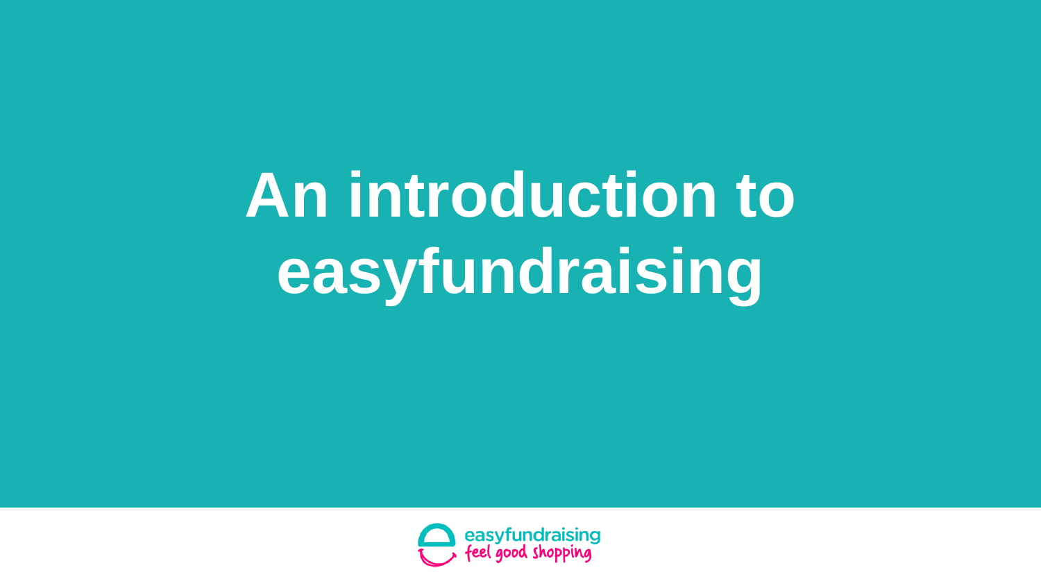# An introduction to easyfundraising

easyfundraising
feel good shopping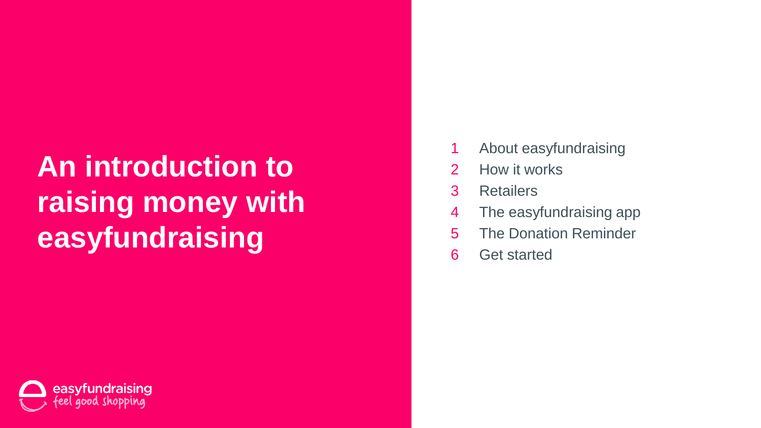# An introduction to raising money with easyfundraising

1. About easyfundraising
2. How it works
3. Retailers
4. The easyfundraising app
5. The Donation Reminder
6. Get started

easyfundraising
feel good shopping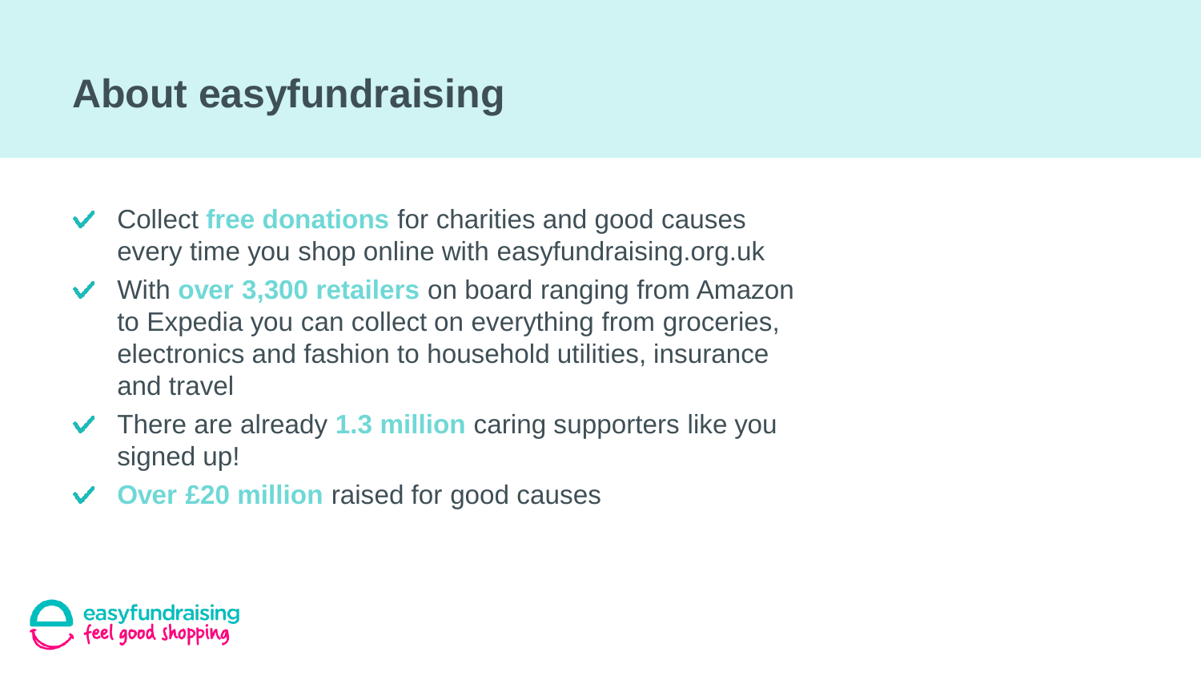# About easyfundraising

- Collect **free donations** for charities and good causes every time you shop online with easyfundraising.org.uk
- With **over 3,300 retailers** on board ranging from Amazon to Expedia you can collect on everything from groceries, electronics and fashion to household utilities, insurance and travel
- There are already **1.3 million** caring supporters like you signed up!
- **Over £20 million** raised for good causes

easyfundraising
feel good shopping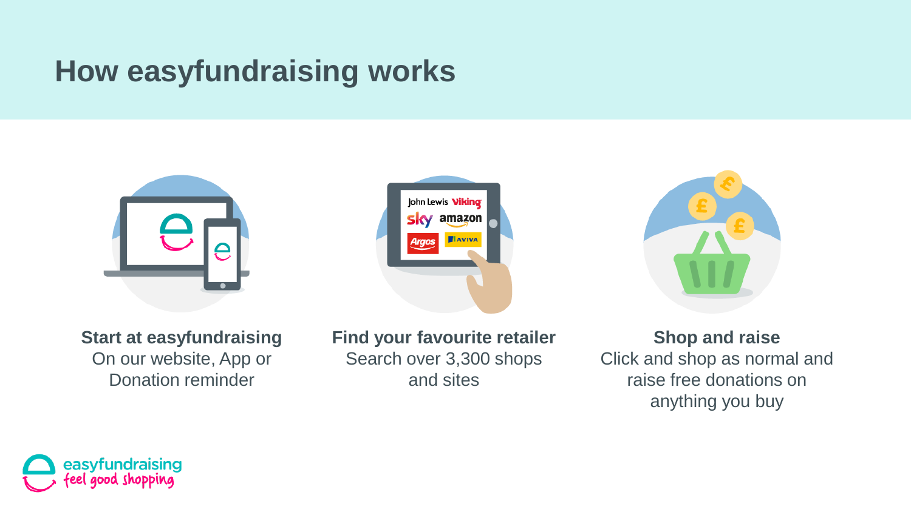# How easyfundraising works

**Start at easyfundraising**
On our website, App or Donation reminder

**Find your favourite retailer**
Search over 3,300 shops and sites

**Shop and raise**
Click and shop as normal and raise free donations on anything you buy

easyfundraising
feel good shopping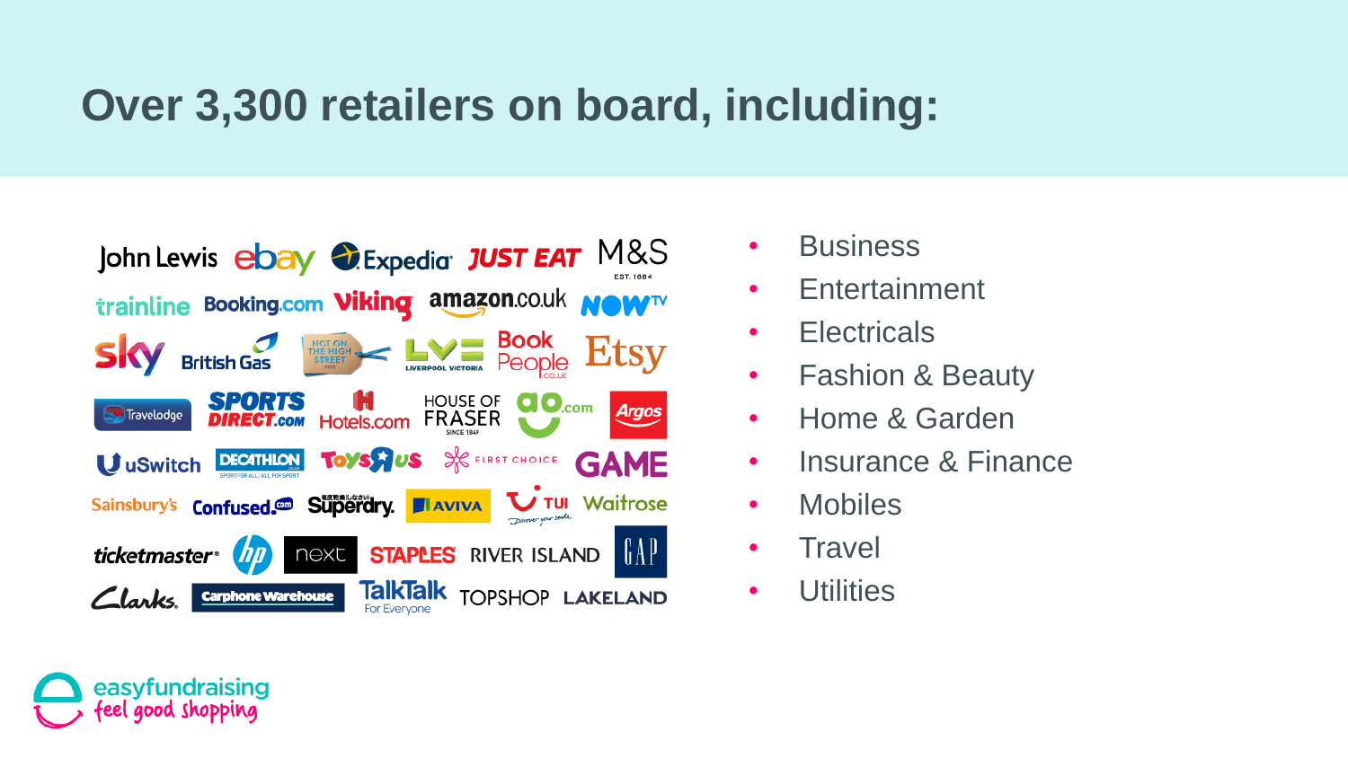# Over 3,300 retailers on board, including:

- Business
- Entertainment
- Electricals
- Fashion & Beauty
- Home & Garden
- Insurance & Finance
- Mobiles
- Travel
- Utilities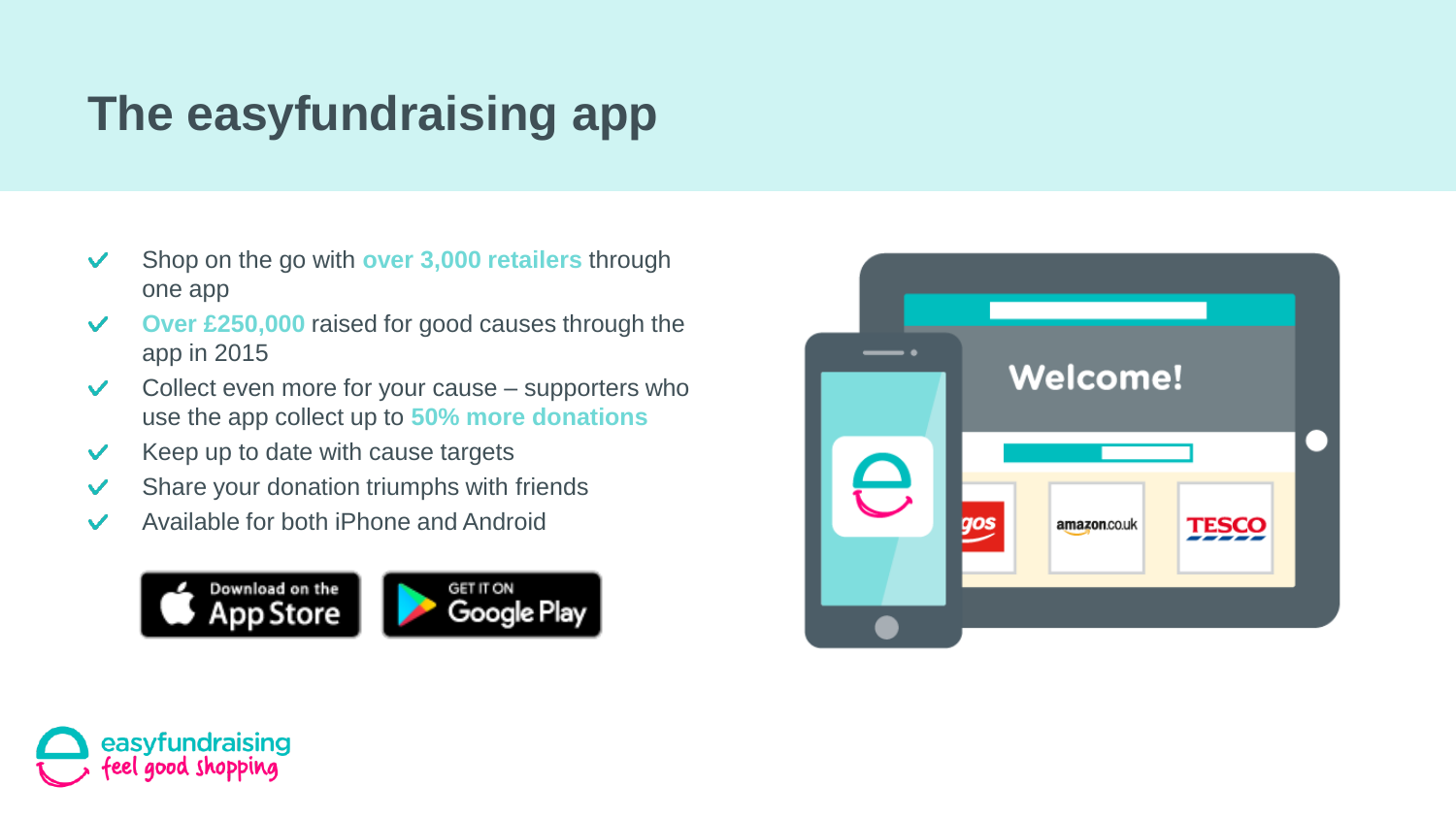# The easyfundraising app

- Shop on the go with **over 3,000 retailers** through one app
- **Over £250,000** raised for good causes through the app in 2015
- Collect even more for your cause – supporters who use the app collect up to **50% more donations**
- Keep up to date with cause targets
- Share your donation triumphs with friends
- Available for both iPhone and Android

Download on the App Store

GET IT ON Google Play

easyfundraising
feel good shopping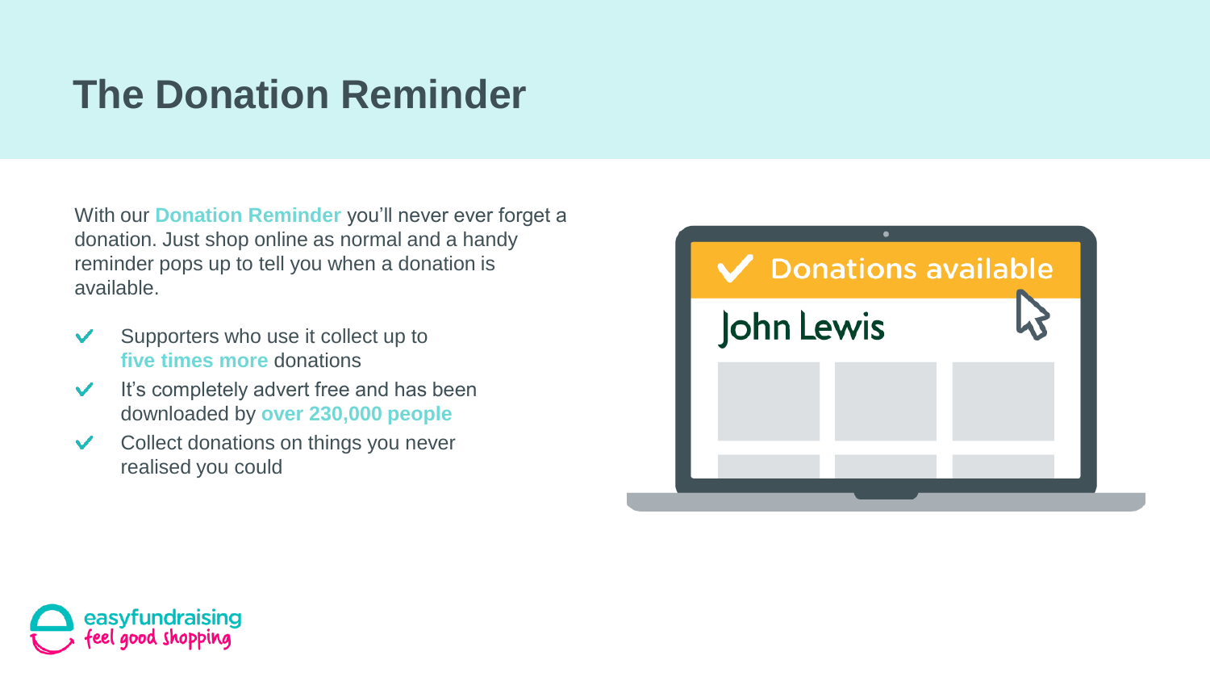# The Donation Reminder

With our **Donation Reminder** you'll never ever forget a donation. Just shop online as normal and a handy reminder pops up to tell you when a donation is available.

- Supporters who use it collect up to **five times more** donations
- It's completely advert free and has been downloaded by **over 230,000 people**
- Collect donations on things you never realised you could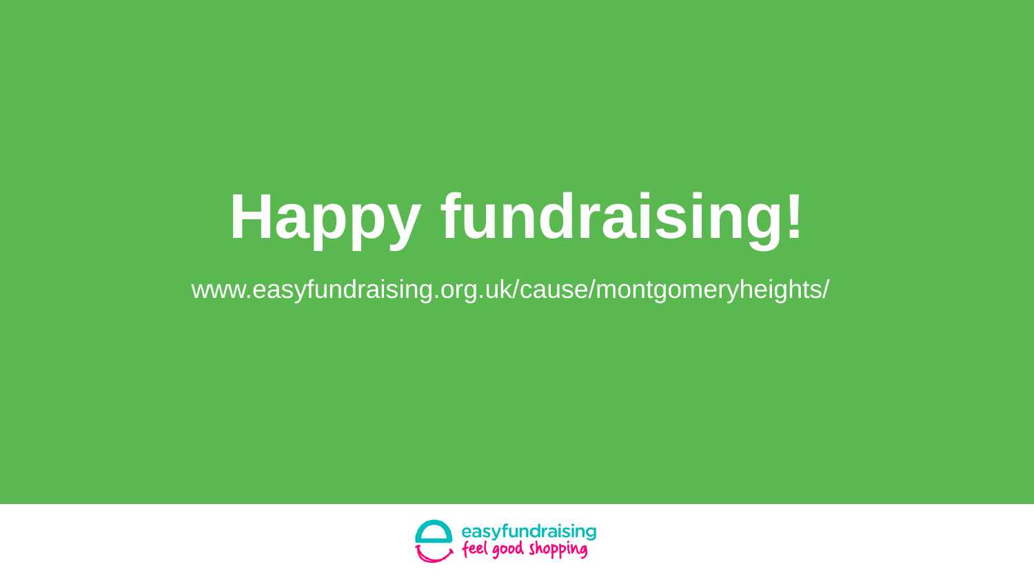# Happy fundraising!

www.easyfundraising.org.uk/cause/montgomeryheights/

easyfundraising
feel good shopping